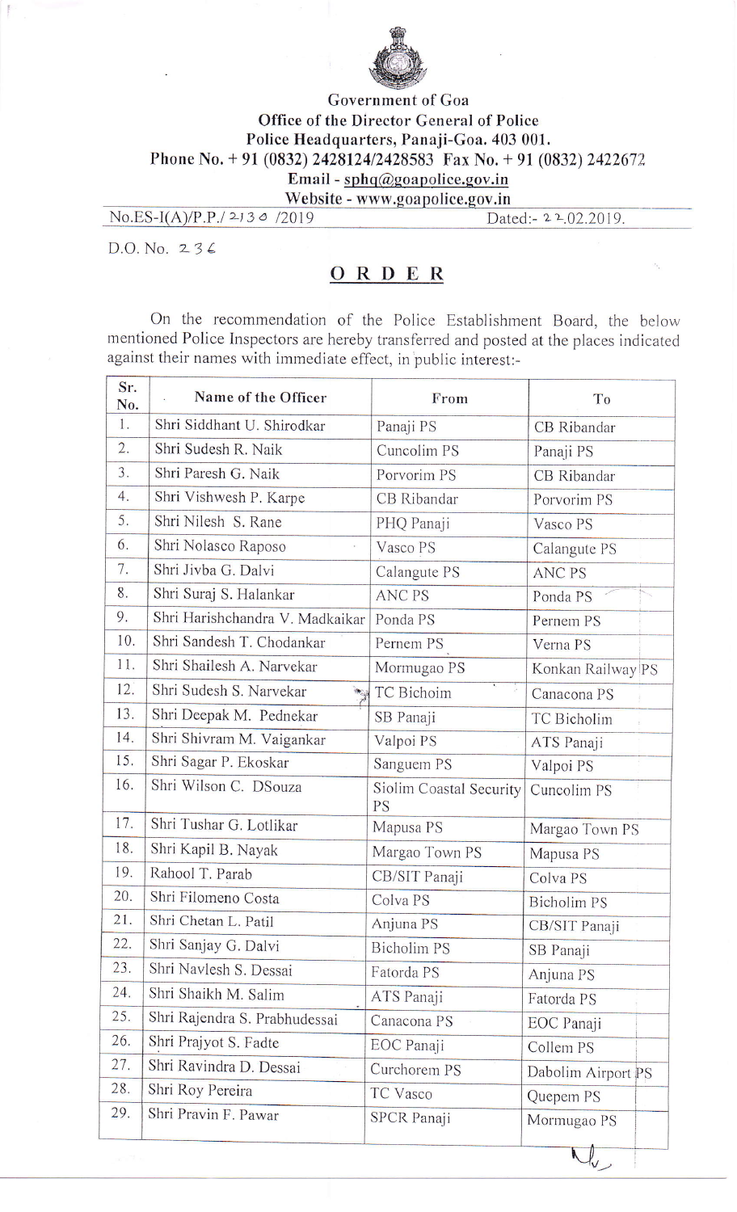Government of Goa
Office of the Director General of Police
Police Headquarters, Panaji-Goa. 403 001.
Phone No. + 91 (0832) 2428124/2428583 Fax No. + 91 (0832) 2422672
Email - sphq@goapolice.gov.in
Website - www.goapolice.gov.in

No.ES-I(A)/P.P./ 2130 /2019 Dated:- 22.02.2019.

D.O. No. 236

# ORDER

On the recommendation of the Police Establishment Board, the below mentioned Police Inspectors are hereby transferred and posted at the places indicated against their names with immediate effect, in public interest:-

| Sr. No. | Name of the Officer | From | To |
|---|---|---|---|
| 1. | Shri Siddhant U. Shirodkar | Panaji PS | CB Ribandar |
| 2. | Shri Sudesh R. Naik | Cuncolim PS | Panaji PS |
| 3. | Shri Paresh G. Naik | Porvorim PS | CB Ribandar |
| 4. | Shri Vishwesh P. Karpe | CB Ribandar | Porvorim PS |
| 5. | Shri Nilesh S. Rane | PHQ Panaji | Vasco PS |
| 6. | Shri Nolasco Raposo | Vasco PS | Calangute PS |
| 7. | Shri Jivba G. Dalvi | Calangute PS | ANC PS |
| 8. | Shri Suraj S. Halankar | ANC PS | Ponda PS |
| 9. | Shri Harishchandra V. Madkaikar | Ponda PS | Pernem PS |
| 10. | Shri Sandesh T. Chodankar | Pernem PS | Verna PS |
| 11. | Shri Shailesh A. Narvekar | Mormugao PS | Konkan Railway PS |
| 12. | Shri Sudesh S. Narvekar | TC Bichoim | Canacona PS |
| 13. | Shri Deepak M. Pednekar | SB Panaji | TC Bicholim |
| 14. | Shri Shivram M. Vaigankar | Valpoi PS | ATS Panaji |
| 15. | Shri Sagar P. Ekoskar | Sanguem PS | Valpoi PS |
| 16. | Shri Wilson C. DSouza | Siolim Coastal Security PS | Cuncolim PS |
| 17. | Shri Tushar G. Lotlikar | Mapusa PS | Margao Town PS |
| 18. | Shri Kapil B. Nayak | Margao Town PS | Mapusa PS |
| 19. | Rahool T. Parab | CB/SIT Panaji | Colva PS |
| 20. | Shri Filomeno Costa | Colva PS | Bicholim PS |
| 21. | Shri Chetan L. Patil | Anjuna PS | CB/SIT Panaji |
| 22. | Shri Sanjay G. Dalvi | Bicholim PS | SB Panaji |
| 23. | Shri Navlesh S. Dessai | Fatorda PS | Anjuna PS |
| 24. | Shri Shaikh M. Salim | ATS Panaji | Fatorda PS |
| 25. | Shri Rajendra S. Prabhudessai | Canacona PS | EOC Panaji |
| 26. | Shri Prajyot S. Fadte | EOC Panaji | Collem PS |
| 27. | Shri Ravindra D. Dessai | Curchorem PS | Dabolim Airport PS |
| 28. | Shri Roy Pereira | TC Vasco | Quepem PS |
| 29. | Shri Pravin F. Pawar | SPCR Panaji | Mormugao PS |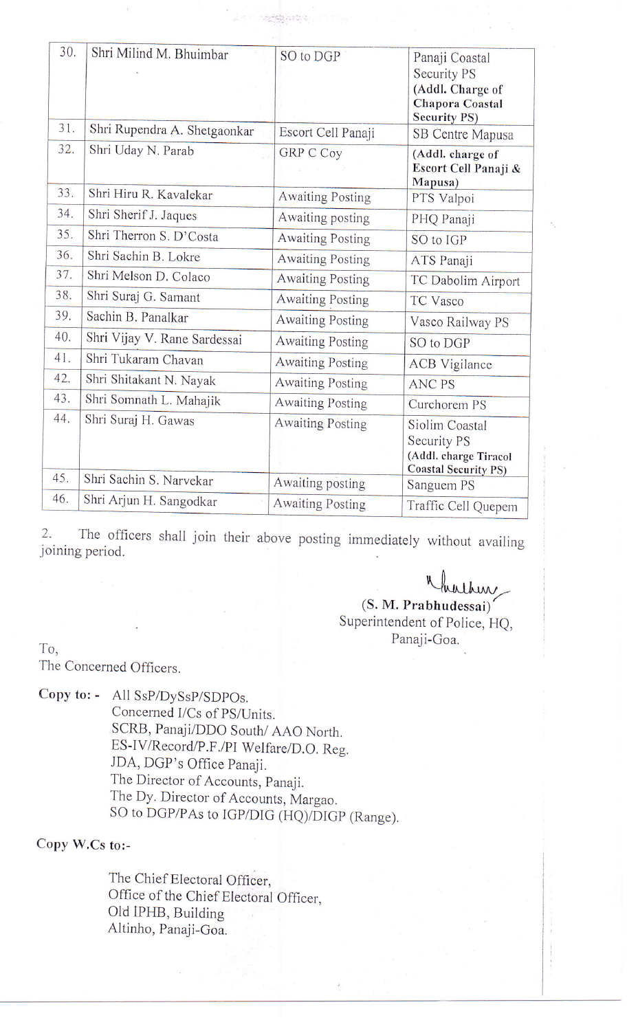| | | | |
|---|---|---|---|
| 30. | Shri Milind M. Bhuimbar | SO to DGP | Panaji Coastal Security PS **(Addl. Charge of Chapora Coastal Security PS)** |
| 31. | Shri Rupendra A. Shetgaonkar | Escort Cell Panaji | SB Centre Mapusa |
| 32. | Shri Uday N. Parab | GRP C Coy | **(Addl. charge of Escort Cell Panaji & Mapusa)** |
| 33. | Shri Hiru R. Kavalekar | Awaiting Posting | PTS Valpoi |
| 34. | Shri Sherif J. Jaques | Awaiting posting | PHQ Panaji |
| 35. | Shri Therron S. D'Costa | Awaiting Posting | SO to IGP |
| 36. | Shri Sachin B. Lokre | Awaiting Posting | ATS Panaji |
| 37. | Shri Melson D. Colaco | Awaiting Posting | TC Dabolim Airport |
| 38. | Shri Suraj G. Samant | Awaiting Posting | TC Vasco |
| 39. | Sachin B. Panalkar | Awaiting Posting | Vasco Railway PS |
| 40. | Shri Vijay V. Rane Sardessai | Awaiting Posting | SO to DGP |
| 41. | Shri Tukaram Chavan | Awaiting Posting | ACB Vigilance |
| 42. | Shri Shitakant N. Nayak | Awaiting Posting | ANC PS |
| 43. | Shri Somnath L. Mahajik | Awaiting Posting | Curchorem PS |
| 44. | Shri Suraj H. Gawas | Awaiting Posting | Siolim Coastal Security PS **(Addl. charge Tiracol Coastal Security PS)** |
| 45. | Shri Sachin S. Narvekar | Awaiting posting | Sanguem PS |
| 46. | Shri Arjun H. Sangodkar | Awaiting Posting | Traffic Cell Quepem |

2. The officers shall join their above posting immediately without availing joining period.

**(S. M. Prabhudessai)**
Superintendent of Police, HQ,
Panaji-Goa.

To,
The Concerned Officers.

**Copy to: -** All SsP/DySsP/SDPOs.
Concerned I/Cs of PS/Units.
SCRB, Panaji/DDO South/ AAO North.
ES-IV/Record/P.F./PI Welfare/D.O. Reg.
JDA, DGP's Office Panaji.
The Director of Accounts, Panaji.
The Dy. Director of Accounts, Margao.
SO to DGP/PAs to IGP/DIG (HQ)/DIGP (Range).

**Copy W.Cs to:-**

The Chief Electoral Officer,
Office of the Chief Electoral Officer,
Old IPHB, Building
Altinho, Panaji-Goa.